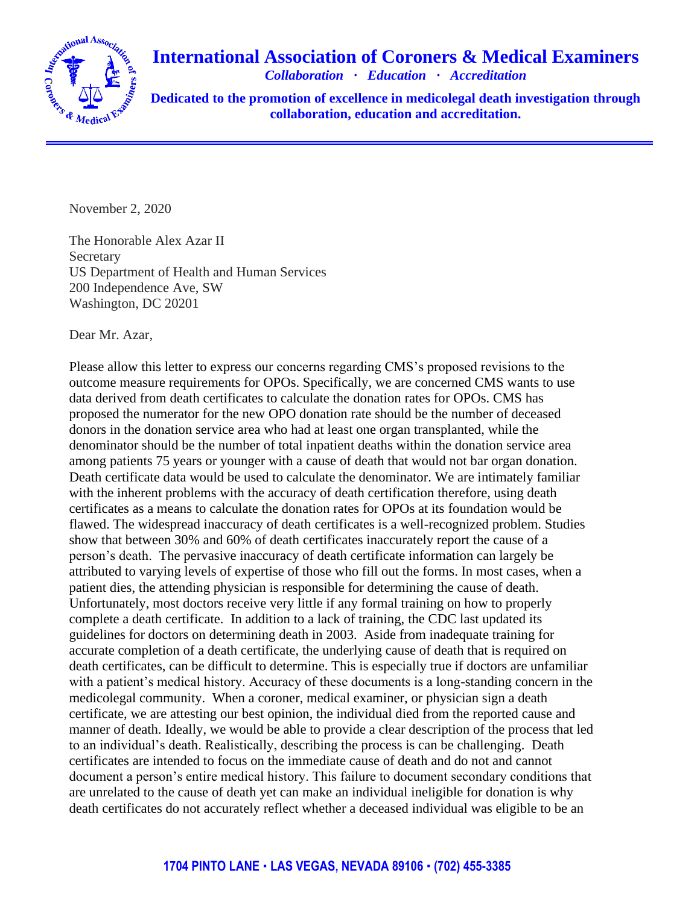# International Association of Coroners & Medical Examiners

*Collaboration · Education · Accreditation*

**Dedicated to the promotion of excellence in medicolegal death investigation through collaboration, education and accreditation.**

November 2, 2020

The Honorable Alex Azar II
Secretary
US Department of Health and Human Services
200 Independence Ave, SW
Washington, DC 20201

Dear Mr. Azar,

Please allow this letter to express our concerns regarding CMS's proposed revisions to the outcome measure requirements for OPOs. Specifically, we are concerned CMS wants to use data derived from death certificates to calculate the donation rates for OPOs. CMS has proposed the numerator for the new OPO donation rate should be the number of deceased donors in the donation service area who had at least one organ transplanted, while the denominator should be the number of total inpatient deaths within the donation service area among patients 75 years or younger with a cause of death that would not bar organ donation. Death certificate data would be used to calculate the denominator. We are intimately familiar with the inherent problems with the accuracy of death certification therefore, using death certificates as a means to calculate the donation rates for OPOs at its foundation would be flawed. The widespread inaccuracy of death certificates is a well-recognized problem. Studies show that between 30% and 60% of death certificates inaccurately report the cause of a person's death. The pervasive inaccuracy of death certificate information can largely be attributed to varying levels of expertise of those who fill out the forms. In most cases, when a patient dies, the attending physician is responsible for determining the cause of death. Unfortunately, most doctors receive very little if any formal training on how to properly complete a death certificate. In addition to a lack of training, the CDC last updated its guidelines for doctors on determining death in 2003. Aside from inadequate training for accurate completion of a death certificate, the underlying cause of death that is required on death certificates, can be difficult to determine. This is especially true if doctors are unfamiliar with a patient's medical history. Accuracy of these documents is a long-standing concern in the medicolegal community. When a coroner, medical examiner, or physician sign a death certificate, we are attesting our best opinion, the individual died from the reported cause and manner of death. Ideally, we would be able to provide a clear description of the process that led to an individual's death. Realistically, describing the process is can be challenging. Death certificates are intended to focus on the immediate cause of death and do not and cannot document a person's entire medical history. This failure to document secondary conditions that are unrelated to the cause of death yet can make an individual ineligible for donation is why death certificates do not accurately reflect whether a deceased individual was eligible to be an

**1704 PINTO LANE · LAS VEGAS, NEVADA 89106 · (702) 455-3385**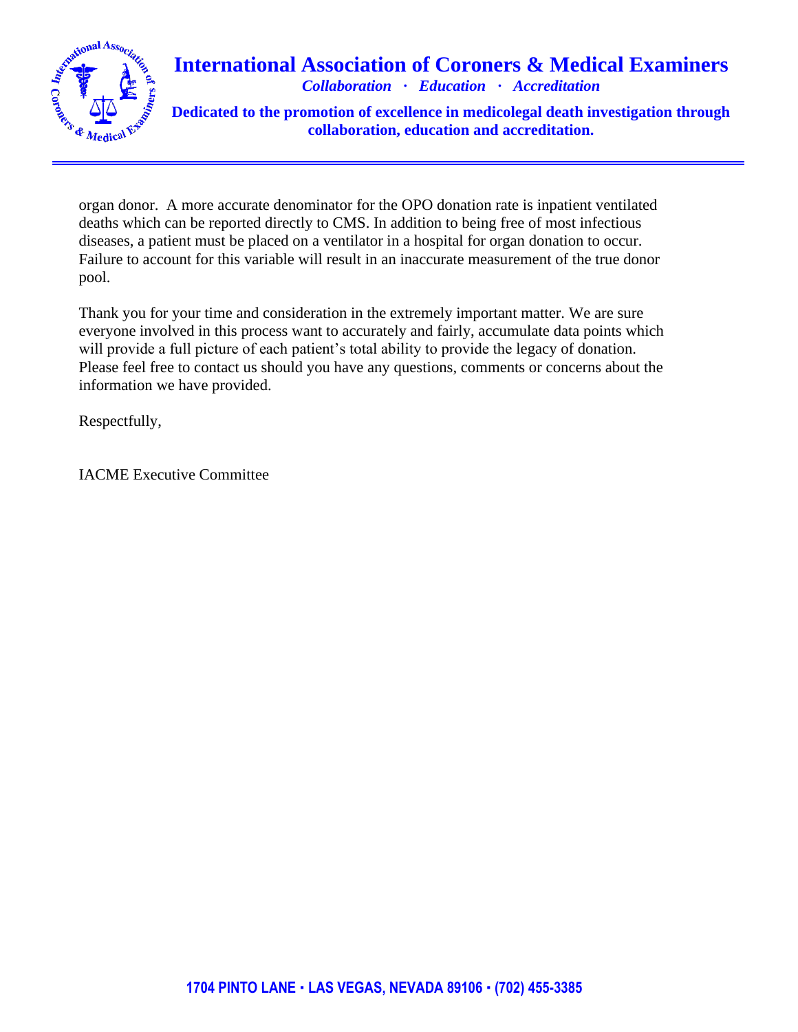organ donor. A more accurate denominator for the OPO donation rate is inpatient ventilated deaths which can be reported directly to CMS. In addition to being free of most infectious diseases, a patient must be placed on a ventilator in a hospital for organ donation to occur. Failure to account for this variable will result in an inaccurate measurement of the true donor pool.

Thank you for your time and consideration in the extremely important matter. We are sure everyone involved in this process want to accurately and fairly, accumulate data points which will provide a full picture of each patient's total ability to provide the legacy of donation. Please feel free to contact us should you have any questions, comments or concerns about the information we have provided.

Respectfully,

IACME Executive Committee